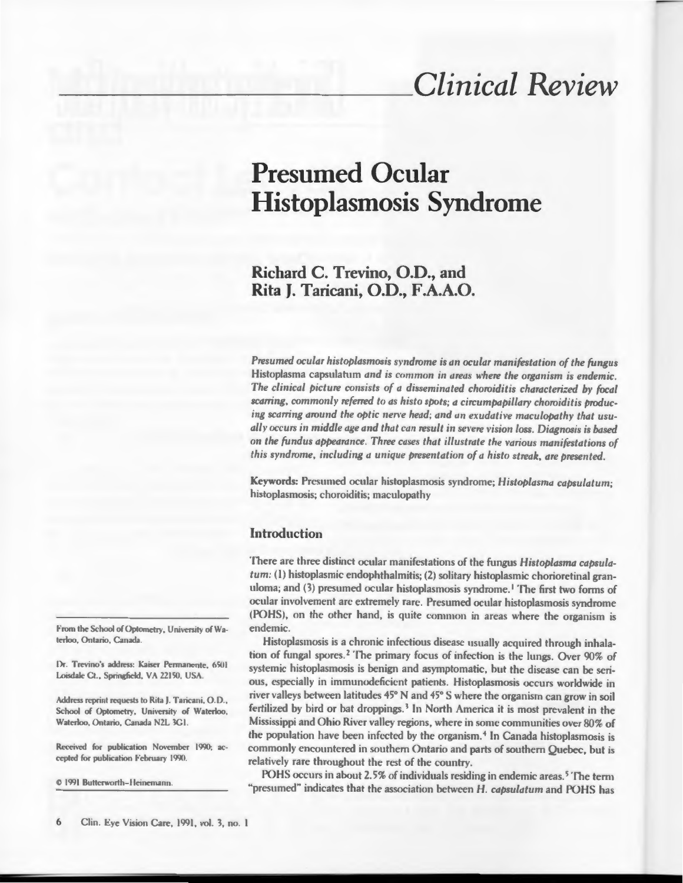*Clinical Review*

# Presumed Ocular Histoplasmosis Syndrome

## Richard C. Trevino, O.D., and Rita J. Taricani, O.D., F.A.A.O.

*Presumed ocular histoplasmosis syndrome is an ocular manifestation of the fungus* Histoplasma capsulatum *and is common in areas where the organism is endemic. The clinical picture consists of a disseminated choroiditis characterized by focal scarring, commonly referred to as histo spots; a circumpapillary choroiditis producing scarring around the optic nerve head; and an exudative maculopathy that usually occurs in middle age and that can result in severe vision loss. Diagnosis is based on the fundus appearance. Three cases that illustrate the various manifestations of this syndrome, including a unique presentation of a histo streak, are presented.*

**Keywords:** Presumed ocular histoplasmosis syndrome; *Histoplasma capsulatum*; histoplasmosis; choroiditis; maculopathy

From the School of Optometry, University of Waterloo, Ontario, Canada.

Dr. Trevino's address: Kaiser Permanente, 6501 Loisdale Ct., Springfield, VA 22150, USA.

Address reprint requests to Rita J. Taricani, O.D., School of Optometry, University of Waterloo, Waterloo, Ontario, Canada N2L 3G1.

Received for publication November 1990; accepted for publication February 1990.

© 1991 Butterworth-Heinemann.

### Introduction

There are three distinct ocular manifestations of the fungus *Histoplasma capsulatum*: (1) histoplasmic endophthalmitis; (2) solitary histoplasmic chorioretinal granuloma; and (3) presumed ocular histoplasmosis syndrome.[1] The first two forms of ocular involvement are extremely rare. Presumed ocular histoplasmosis syndrome (POHS), on the other hand, is quite common in areas where the organism is endemic.

Histoplasmosis is a chronic infectious disease usually acquired through inhalation of fungal spores.[2] The primary focus of infection is the lungs. Over 90% of systemic histoplasmosis is benign and asymptomatic, but the disease can be serious, especially in immunodeficient patients. Histoplasmosis occurs worldwide in river valleys between latitudes 45° N and 45° S where the organism can grow in soil fertilized by bird or bat droppings.[3] In North America it is most prevalent in the Mississippi and Ohio River valley regions, where in some communities over 80% of the population have been infected by the organism.[4] In Canada histoplasmosis is commonly encountered in southern Ontario and parts of southern Quebec, but is relatively rare throughout the rest of the country.

POHS occurs in about 2.5% of individuals residing in endemic areas.[5] The term "presumed" indicates that the association between *H. capsulatum* and POHS has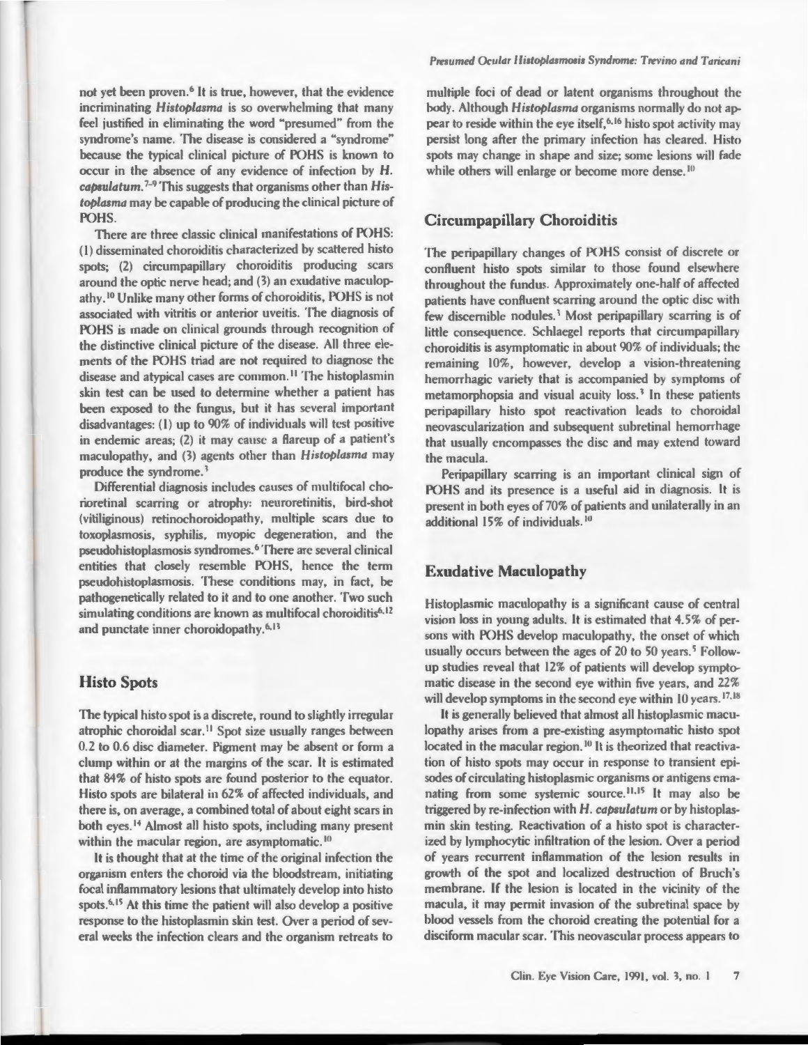not yet been proven.[6] It is true, however, that the evidence incriminating *Histoplasma* is so overwhelming that many feel justified in eliminating the word "presumed" from the syndrome's name. The disease is considered a "syndrome" because the typical clinical picture of POHS is known to occur in the absence of any evidence of infection by *H. capsulatum*.[7-9] This suggests that organisms other than *Histoplasma* may be capable of producing the clinical picture of POHS.

There are three classic clinical manifestations of POHS: (1) disseminated choroiditis characterized by scattered histo spots; (2) circumpapillary choroiditis producing scars around the optic nerve head; and (3) an exudative maculopathy.[10] Unlike many other forms of choroiditis, POHS is not associated with vitritis or anterior uveitis. The diagnosis of POHS is made on clinical grounds through recognition of the distinctive clinical picture of the disease. All three elements of the POHS triad are not required to diagnose the disease and atypical cases are common.[11] The histoplasmin skin test can be used to determine whether a patient has been exposed to the fungus, but it has several important disadvantages: (1) up to 90% of individuals will test positive in endemic areas; (2) it may cause a flareup of a patient's maculopathy, and (3) agents other than *Histoplasma* may produce the syndrome.[3]

Differential diagnosis includes causes of multifocal chorioretinal scarring or atrophy: neuroretinitis, bird-shot (vitiliginous) retinochoroidopathy, multiple scars due to toxoplasmosis, syphilis, myopic degeneration, and the pseudohistoplasmosis syndromes.[6] There are several clinical entities that closely resemble POHS, hence the term pseudohistoplasmosis. These conditions may, in fact, be pathogenetically related to it and to one another. Two such simulating conditions are known as multifocal choroiditis[6,12] and punctate inner choroidopathy.[6,13]

## Histo Spots

The typical histo spot is a discrete, round to slightly irregular atrophic choroidal scar.[11] Spot size usually ranges between 0.2 to 0.6 disc diameter. Pigment may be absent or form a clump within or at the margins of the scar. It is estimated that 84% of histo spots are found posterior to the equator. Histo spots are bilateral in 62% of affected individuals, and there is, on average, a combined total of about eight scars in both eyes.[14] Almost all histo spots, including many present within the macular region, are asymptomatic.[10]

It is thought that at the time of the original infection the organism enters the choroid via the bloodstream, initiating focal inflammatory lesions that ultimately develop into histo spots.[6,15] At this time the patient will also develop a positive response to the histoplasmin skin test. Over a period of several weeks the infection clears and the organism retreats to multiple foci of dead or latent organisms throughout the body. Although *Histoplasma* organisms normally do not appear to reside within the eye itself,[6,16] histo spot activity may persist long after the primary infection has cleared. Histo spots may change in shape and size; some lesions will fade while others will enlarge or become more dense.[10]

## Circumpapillary Choroiditis

The peripapillary changes of POHS consist of discrete or confluent histo spots similar to those found elsewhere throughout the fundus. Approximately one-half of affected patients have confluent scarring around the optic disc with few discernible nodules.[3] Most peripapillary scarring is of little consequence. Schlaegel reports that circumpapillary choroiditis is asymptomatic in about 90% of individuals; the remaining 10%, however, develop a vision-threatening hemorrhagic variety that is accompanied by symptoms of metamorphopsia and visual acuity loss.[3] In these patients peripapillary histo spot reactivation leads to choroidal neovascularization and subsequent subretinal hemorrhage that usually encompasses the disc and may extend toward the macula.

Peripapillary scarring is an important clinical sign of POHS and its presence is a useful aid in diagnosis. It is present in both eyes of 70% of patients and unilaterally in an additional 15% of individuals.[10]

## Exudative Maculopathy

Histoplasmic maculopathy is a significant cause of central vision loss in young adults. It is estimated that 4.5% of persons with POHS develop maculopathy, the onset of which usually occurs between the ages of 20 to 50 years.[5] Follow-up studies reveal that 12% of patients will develop symptomatic disease in the second eye within five years, and 22% will develop symptoms in the second eye within 10 years.[17,18]

It is generally believed that almost all histoplasmic maculopathy arises from a pre-existing asymptomatic histo spot located in the macular region.[10] It is theorized that reactivation of histo spots may occur in response to transient episodes of circulating histoplasmic organisms or antigens emanating from some systemic source.[11,15] It may also be triggered by re-infection with *H. capsulatum* or by histoplasmin skin testing. Reactivation of a histo spot is characterized by lymphocytic infiltration of the lesion. Over a period of years recurrent inflammation of the lesion results in growth of the spot and localized destruction of Bruch's membrane. If the lesion is located in the vicinity of the macula, it may permit invasion of the subretinal space by blood vessels from the choroid creating the potential for a disciform macular scar. This neovascular process appears to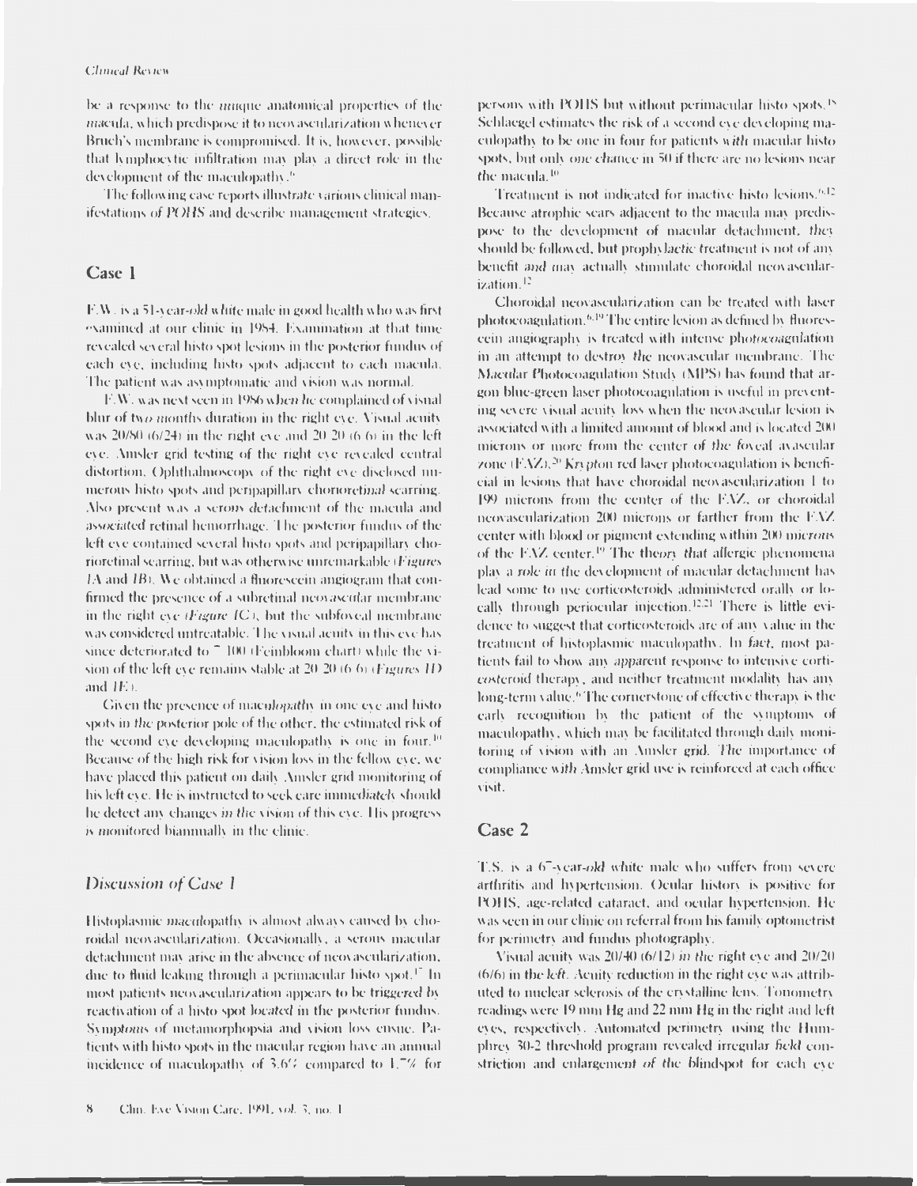be a response to the unique anatomical properties of the macula, which predispose it to neovascularization whenever Bruch's membrane is compromised. It is, however, possible that lymphocytic infiltration may play a direct role in the development of the maculopathy.[6]

The following case reports illustrate various clinical manifestations of POHS and describe management strategies.

## Case 1

F.W. is a 51-year-old white male in good health who was first examined at our clinic in 1984. Examination at that time revealed several histo spot lesions in the posterior fundus of each eye, including histo spots adjacent to each macula. The patient was asymptomatic and vision was normal.

F.W. was next seen in 1986 when he complained of visual blur of two months duration in the right eye. Visual acuity was 20/80 (6/24) in the right eye and 20/20 (6/6) in the left eye. Amsler grid testing of the right eye revealed central distortion. Ophthalmoscopy of the right eye disclosed numerous histo spots and peripapillary chorioretinal scarring. Also present was a serous detachment of the macula and associated retinal hemorrhage. The posterior fundus of the left eye contained several histo spots and peripapillary chorioretinal scarring, but was otherwise unremarkable (*Figures 1A* and *1B*). We obtained a fluorescein angiogram that confirmed the presence of a subretinal neovascular membrane in the right eye (*Figure 1C*), but the subfoveal membrane was considered untreatable. The visual acuity in this eye has since deteriorated to 7/100 (Feinbloom chart) while the vision of the left eye remains stable at 20/20 (6/6) (*Figures 1D* and *1E*).

Given the presence of maculopathy in one eye and histo spots in the posterior pole of the other, the estimated risk of the second eye developing maculopathy is one in four.[10] Because of the high risk for vision loss in the fellow eye, we have placed this patient on daily Amsler grid monitoring of his left eye. He is instructed to seek care immediately should he detect any changes in the vision of this eye. His progress is monitored biannually in the clinic.

### *Discussion of Case 1*

Histoplasmic maculopathy is almost always caused by choroidal neovascularization. Occasionally, a serous macular detachment may arise in the absence of neovascularization, due to fluid leaking through a perimacular histo spot.[17] In most patients neovascularization appears to be triggered by reactivation of a histo spot located in the posterior fundus. Symptoms of metamorphopsia and vision loss ensue. Patients with histo spots in the macular region have an annual incidence of maculopathy of 3.6% compared to 1.7% for persons with POHS but without perimacular histo spots.[18] Schlaegel estimates the risk of a second eye developing maculopathy to be one in four for patients *with* macular histo spots, but only *one chance* in 50 if there are no lesions near the macula.[10]

Treatment is not indicated for inactive histo lesions.[6,12] Because atrophic scars adjacent to the macula may predispose to the development of macular detachment, they should be followed, but prophylactic treatment is not of any benefit and may actually stimulate choroidal neovascularization.[12]

Choroidal neovascularization can be treated with laser photocoagulation.[6,19] The entire lesion as defined by fluorescein angiography is treated with intense photocoagulation in an attempt to destroy the neovascular membrane. The Macular Photocoagulation Study (MPS) has found that argon blue-green laser photocoagulation is useful in preventing severe visual acuity loss when the neovascular lesion is associated with a limited amount of blood and is located 200 microns or more from the center of the foveal avascular zone (FAZ).[20] Krypton red laser photocoagulation is beneficial in lesions that have choroidal neovascularization 1 to 199 microns from the center of the FAZ, or choroidal neovascularization 200 microns or farther from the FAZ center with blood or pigment extending within 200 microns of the FAZ center.[19] The theory that allergic phenomena play a role in the development of macular detachment has lead some to use corticosteroids administered orally or locally through periocular injection.[12,21] There is little evidence to suggest that corticosteroids are of any value in the treatment of histoplasmic maculopathy. In fact, most patients fail to show any apparent response to intensive corticosteroid therapy, and neither treatment modality has any long-term value.[6] The cornerstone of effective therapy is the early recognition by the patient of the symptoms of maculopathy, which may be facilitated through daily monitoring of vision with an Amsler grid. The importance of compliance with Amsler grid use is reinforced at each office visit.

## Case 2

T.S. is a 67-year-old white male who suffers from severe arthritis and hypertension. Ocular history is positive for POHS, age-related cataract, and ocular hypertension. He was seen in our clinic on referral from his family optometrist for perimetry and fundus photography.

Visual acuity was 20/40 (6/12) in the right eye and 20/20 (6/6) in the left. Acuity reduction in the right eye was attributed to nuclear sclerosis of the crystalline lens. Tonometry readings were 19 mm Hg and 22 mm Hg in the right and left eyes, respectively. Automated perimetry using the Humphrey 30-2 threshold program revealed irregular field constriction and enlargement of the blindspot for each eye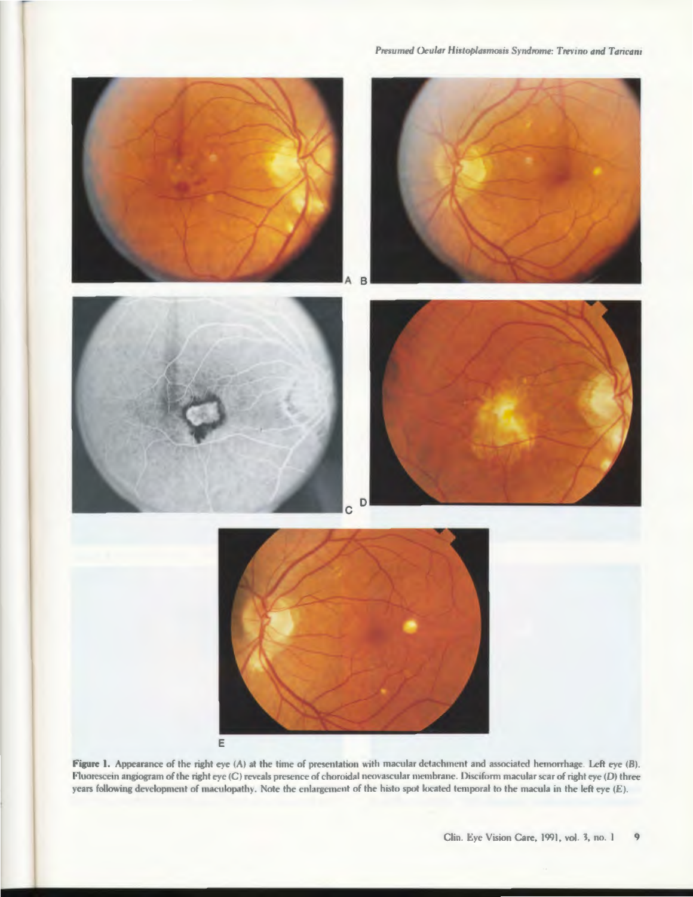**Figure 1.** Appearance of the right eye (A) at the time of presentation with macular detachment and associated hemorrhage. Left eye (B). Fluorescein angiogram of the right eye (C) reveals presence of choroidal neovascular membrane. Disciform macular scar of right eye (D) three years following development of maculopathy. Note the enlargement of the histo spot located temporal to the macula in the left eye (E).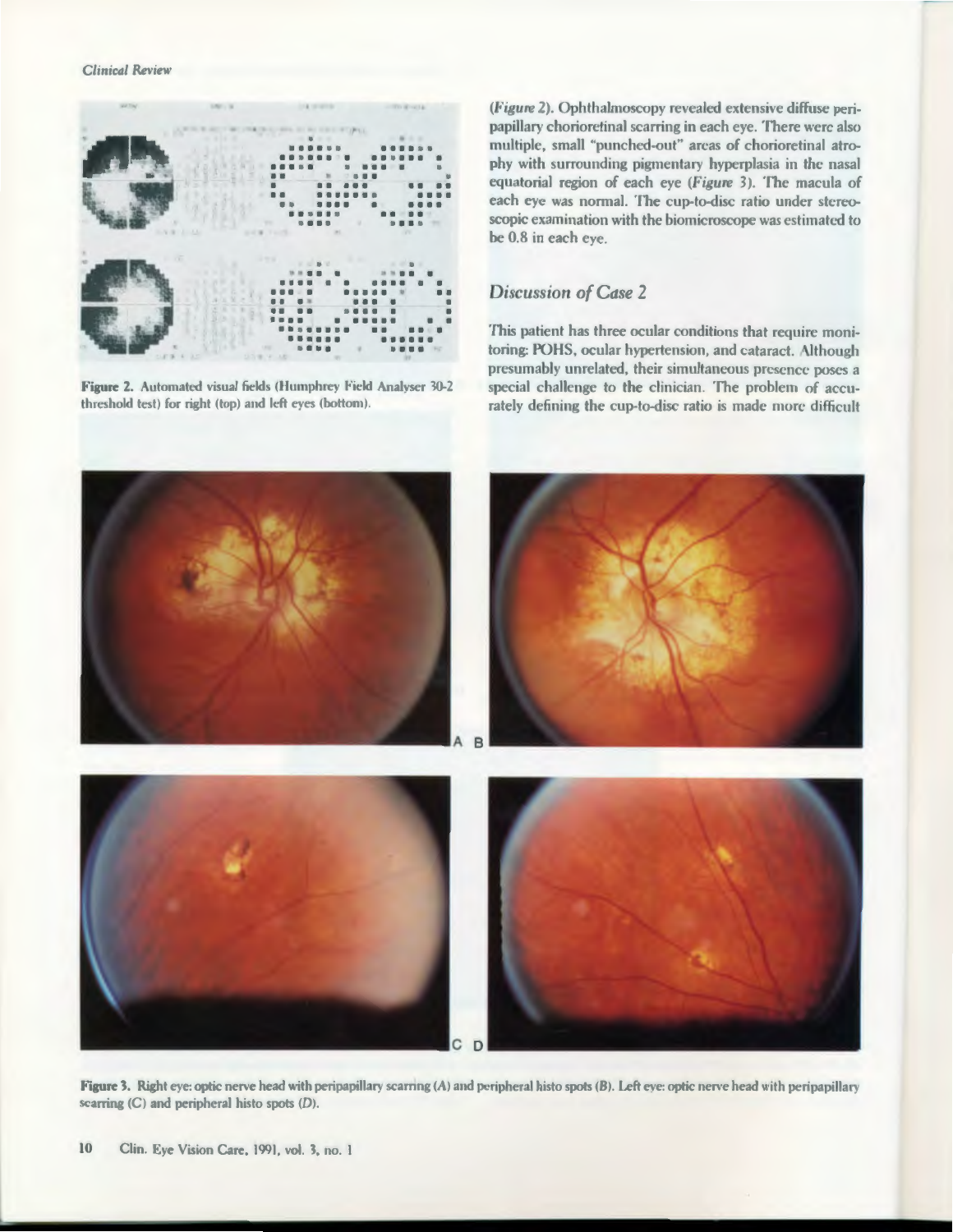**Figure 2.** Automated visual fields (Humphrey Field Analyser 30-2 threshold test) for right (top) and left eyes (bottom).

(*Figure* 2). Ophthalmoscopy revealed extensive diffuse peripapillary chorioretinal scarring in each eye. There were also multiple, small "punched-out" areas of chorioretinal atrophy with surrounding pigmentary hyperplasia in the nasal equatorial region of each eye (*Figure* 3). The macula of each eye was normal. The cup-to-disc ratio under stereoscopic examination with the biomicroscope was estimated to be 0.8 in each eye.

## *Discussion of Case 2*

This patient has three ocular conditions that require monitoring: POHS, ocular hypertension, and cataract. Although presumably unrelated, their simultaneous presence poses a special challenge to the clinician. The problem of accurately defining the cup-to-disc ratio is made more difficult

**Figure 3.** Right eye: optic nerve head with peripapillary scarring (*A*) and peripheral histo spots (*B*). Left eye: optic nerve head with peripapillary scarring (*C*) and peripheral histo spots (*D*).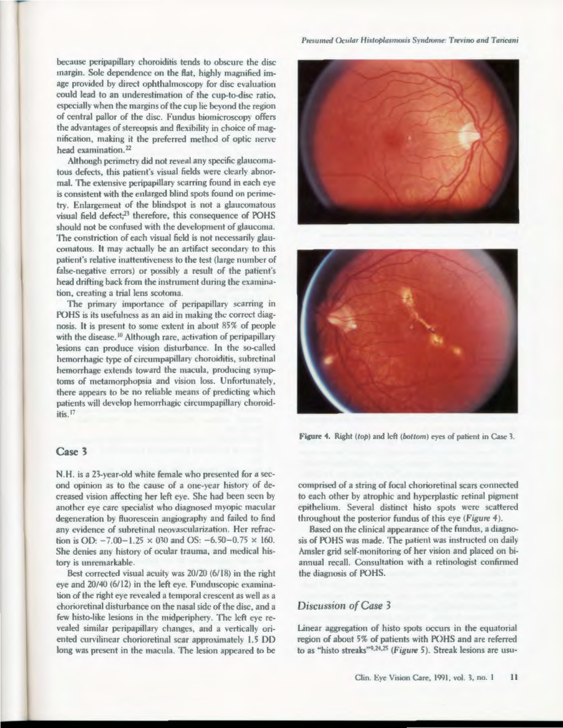because peripapillary choroiditis tends to obscure the disc margin. Sole dependence on the flat, highly magnified image provided by direct ophthalmoscopy for disc evaluation could lead to an underestimation of the cup-to-disc ratio, especially when the margins of the cup lie beyond the region of central pallor of the disc. Fundus biomicroscopy offers the advantages of stereopsis and flexibility in choice of magnification, making it the preferred method of optic nerve head examination.[22]

Although perimetry did not reveal any specific glaucomatous defects, this patient's visual fields were clearly abnormal. The extensive peripapillary scarring found in each eye is consistent with the enlarged blind spots found on perimetry. Enlargement of the blindspot is not a glaucomatous visual field defect;[23] therefore, this consequence of POHS should not be confused with the development of glaucoma. The constriction of each visual field is not necessarily glaucomatous. It may actually be an artifact secondary to this patient's relative inattentiveness to the test (large number of false-negative errors) or possibly a result of the patient's head drifting back from the instrument during the examination, creating a trial lens scotoma.

The primary importance of peripapillary scarring in POHS is its usefulness as an aid in making the correct diagnosis. It is present to some extent in about 85% of people with the disease.[10] Although rare, activation of peripapillary lesions can produce vision disturbance. In the so-called hemorrhagic type of circumpapillary choroiditis, subretinal hemorrhage extends toward the macula, producing symptoms of metamorphopsia and vision loss. Unfortunately, there appears to be no reliable means of predicting which patients will develop hemorrhagic circumpapillary choroiditis.[17]

## Case 3

N.H. is a 23-year-old white female who presented for a second opinion as to the cause of a one-year history of decreased vision affecting her left eye. She had been seen by another eye care specialist who diagnosed myopic macular degeneration by fluorescein angiography and failed to find any evidence of subretinal neovascularization. Her refraction is OD: −7.00−1.25 × 030 and OS: −6.50−0.75 × 160. She denies any history of ocular trauma, and medical history is unremarkable.

Best corrected visual acuity was 20/20 (6/18) in the right eye and 20/40 (6/12) in the left eye. Funduscopic examination of the right eye revealed a temporal crescent as well as a chorioretinal disturbance on the nasal side of the disc, and a few histo-like lesions in the midperiphery. The left eye revealed similar peripapillary changes, and a vertically oriented curvilinear chorioretinal scar approximately 1.5 DD long was present in the macula. The lesion appeared to be comprised of a string of focal chorioretinal scars connected to each other by atrophic and hyperplastic retinal pigment epithelium. Several distinct histo spots were scattered throughout the posterior fundus of this eye (*Figure 4*).

**Figure 4.** Right (*top*) and left (*bottom*) eyes of patient in Case 3.

Based on the clinical appearance of the fundus, a diagnosis of POHS was made. The patient was instructed on daily Amsler grid self-monitoring of her vision and placed on biannual recall. Consultation with a retinologist confirmed the diagnosis of POHS.

## *Discussion of Case 3*

Linear aggregation of histo spots occurs in the equatorial region of about 5% of patients with POHS and are referred to as "histo streaks"[9,24,25] (*Figure 5*). Streak lesions are usu-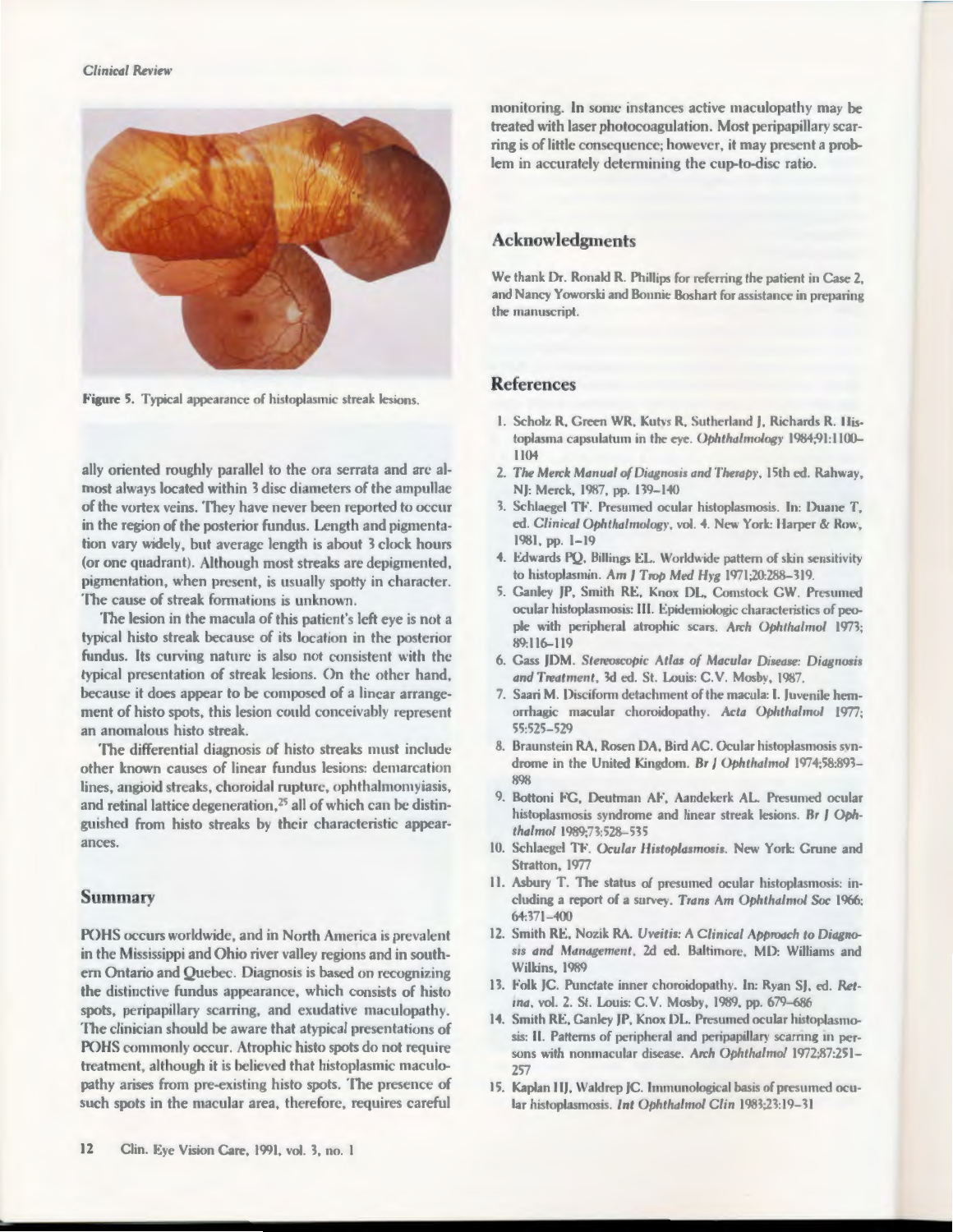Figure 5. Typical appearance of histoplasmic streak lesions.

ally oriented roughly parallel to the ora serrata and are almost always located within 3 disc diameters of the ampullae of the vortex veins. They have never been reported to occur in the region of the posterior fundus. Length and pigmentation vary widely, but average length is about 3 clock hours (or one quadrant). Although most streaks are depigmented, pigmentation, when present, is usually spotty in character. The cause of streak formations is unknown.

The lesion in the macula of this patient's left eye is not a typical histo streak because of its location in the posterior fundus. Its curving nature is also not consistent with the typical presentation of streak lesions. On the other hand, because it does appear to be composed of a linear arrangement of histo spots, this lesion could conceivably represent an anomalous histo streak.

The differential diagnosis of histo streaks must include other known causes of linear fundus lesions: demarcation lines, angioid streaks, choroidal rupture, ophthalmomyiasis, and retinal lattice degeneration,[25] all of which can be distinguished from histo streaks by their characteristic appearances.

## Summary

POHS occurs worldwide, and in North America is prevalent in the Mississippi and Ohio river valley regions and in southern Ontario and Quebec. Diagnosis is based on recognizing the distinctive fundus appearance, which consists of histo spots, peripapillary scarring, and exudative maculopathy. The clinician should be aware that atypical presentations of POHS commonly occur. Atrophic histo spots do not require treatment, although it is believed that histoplasmic maculopathy arises from pre-existing histo spots. The presence of such spots in the macular area, therefore, requires careful monitoring. In some instances active maculopathy may be treated with laser photocoagulation. Most peripapillary scarring is of little consequence; however, it may present a problem in accurately determining the cup-to-disc ratio.

## Acknowledgments

We thank Dr. Ronald R. Phillips for referring the patient in Case 2, and Nancy Yoworski and Bonnie Boshart for assistance in preparing the manuscript.

## References

1. Scholz R, Green WR, Kutys R, Sutherland J, Richards R. Histoplasma capsulatum in the eye. *Ophthalmology* 1984;91:1100–1104
2. *The Merck Manual of Diagnosis and Therapy*, 15th ed. Rahway, NJ: Merck, 1987, pp. 139–140
3. Schlaegel TF. Presumed ocular histoplasmosis. In: Duane T, ed. *Clinical Ophthalmology*, vol. 4. New York: Harper & Row, 1981, pp. 1–19
4. Edwards PQ, Billings EL. Worldwide pattern of skin sensitivity to histoplasmin. *Am J Trop Med Hyg* 1971;20:288–319.
5. Ganley JP, Smith RE, Knox DL, Comstock GW. Presumed ocular histoplasmosis: III. Epidemiologic characteristics of people with peripheral atrophic scars. *Arch Ophthalmol* 1973; 89:116–119
6. Gass JDM. *Stereoscopic Atlas of Macular Disease: Diagnosis and Treatment*, 3d ed. St. Louis: C.V. Mosby, 1987.
7. Saari M. Disciform detachment of the macula: I. Juvenile hemorrhagic macular choroidopathy. *Acta Ophthalmol* 1977; 55:525–529
8. Braunstein RA, Rosen DA, Bird AC. Ocular histoplasmosis syndrome in the United Kingdom. *Br J Ophthalmol* 1974;58:893–898
9. Bottoni FG, Deutman AF, Aandekerk AL. Presumed ocular histoplasmosis syndrome and linear streak lesions. *Br J Ophthalmol* 1989;73:528–535
10. Schlaegel TF. *Ocular Histoplasmosis*. New York: Grune and Stratton, 1977
11. Asbury T. The status of presumed ocular histoplasmosis: including a report of a survey. *Trans Am Ophthalmol Soc* 1966; 64:371–400
12. Smith RE, Nozik RA. *Uveitis: A Clinical Approach to Diagnosis and Management*, 2d ed. Baltimore, MD: Williams and Wilkins, 1989
13. Folk JC. Punctate inner choroidopathy. In: Ryan SJ, ed. *Retina*, vol. 2. St. Louis: C.V. Mosby, 1989, pp. 679–686
14. Smith RE, Ganley JP, Knox DL. Presumed ocular histoplasmosis: II. Patterns of peripheral and peripapillary scarring in persons with nonmacular disease. *Arch Ophthalmol* 1972;87:251–257
15. Kaplan HJ, Waldrep JC. Immunological basis of presumed ocular histoplasmosis. *Int Ophthalmol Clin* 1983;23:19–31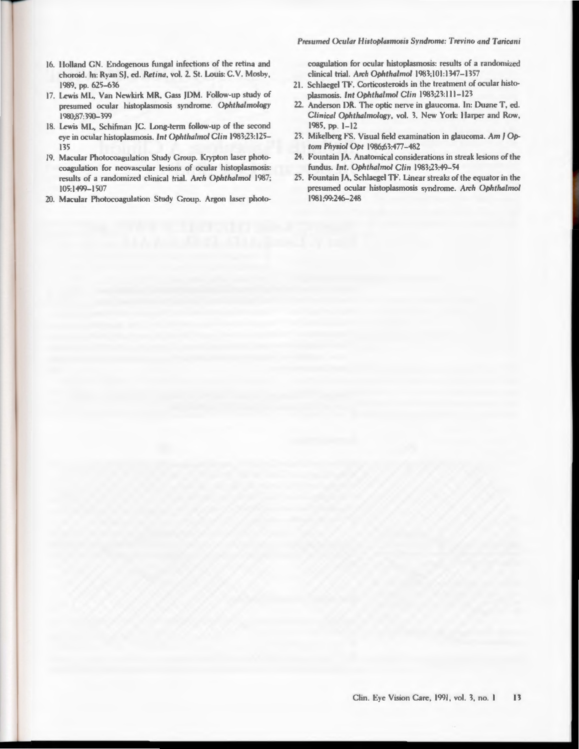16. Holland GN. Endogenous fungal infections of the retina and choroid. In: Ryan SJ, ed. *Retina*, vol. 2. St. Louis: C.V. Mosby, 1989, pp. 625–636
17. Lewis ML, Van Newkirk MR, Gass JDM. Follow-up study of presumed ocular histoplasmosis syndrome. *Ophthalmology* 1980;87:390–399
18. Lewis ML, Schifman JC. Long-term follow-up of the second eye in ocular histoplasmosis. *Int Ophthalmol Clin* 1983;23:125–135
19. Macular Photocoagulation Study Group. Krypton laser photocoagulation for neovascular lesions of ocular histoplasmosis: results of a randomized clinical trial. *Arch Ophthalmol* 1987; 105:1499–1507
20. Macular Photocoagulation Study Group. Argon laser photocoagulation for ocular histoplasmosis: results of a randomized clinical trial. *Arch Ophthalmol* 1983;101:1347–1357
21. Schlaegel TF. Corticosteroids in the treatment of ocular histoplasmosis. *Int Ophthalmol Clin* 1983;23:111–123
22. Anderson DR. The optic nerve in glaucoma. In: Duane T, ed. *Clinical Ophthalmology*, vol. 3. New York: Harper and Row, 1985, pp. 1–12
23. Mikelberg FS. Visual field examination in glaucoma. *Am J Optom Physiol Opt* 1986;63:477–482
24. Fountain JA. Anatomical considerations in streak lesions of the fundus. *Int. Ophthalmol Clin* 1983;23:49–54
25. Fountain JA, Schlaegel TF. Linear streaks of the equator in the presumed ocular histoplasmosis syndrome. *Arch Ophthalmol* 1981;99:246–248